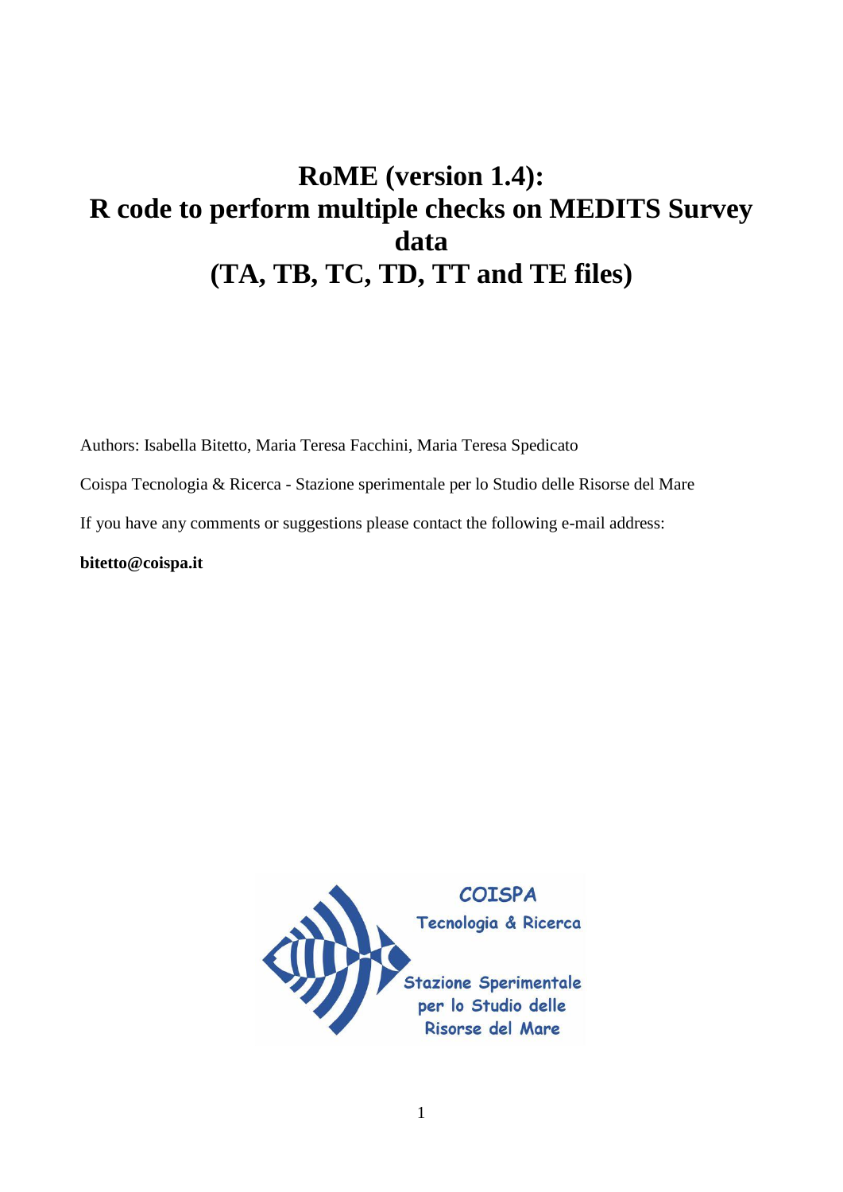# RoME (version 1.4): R code to perform multiple checks on MEDITS Survey data (TA, TB, TC, TD, TT and TE files)

Authors: Isabella Bitetto, Maria Teresa Facchini, Maria Teresa Spedicato

Coispa Tecnologia & Ricerca - Stazione sperimentale per lo Studio delle Risorse del Mare

If you have any comments or suggestions please contact the following e-mail address:

**bitetto@coispa.it**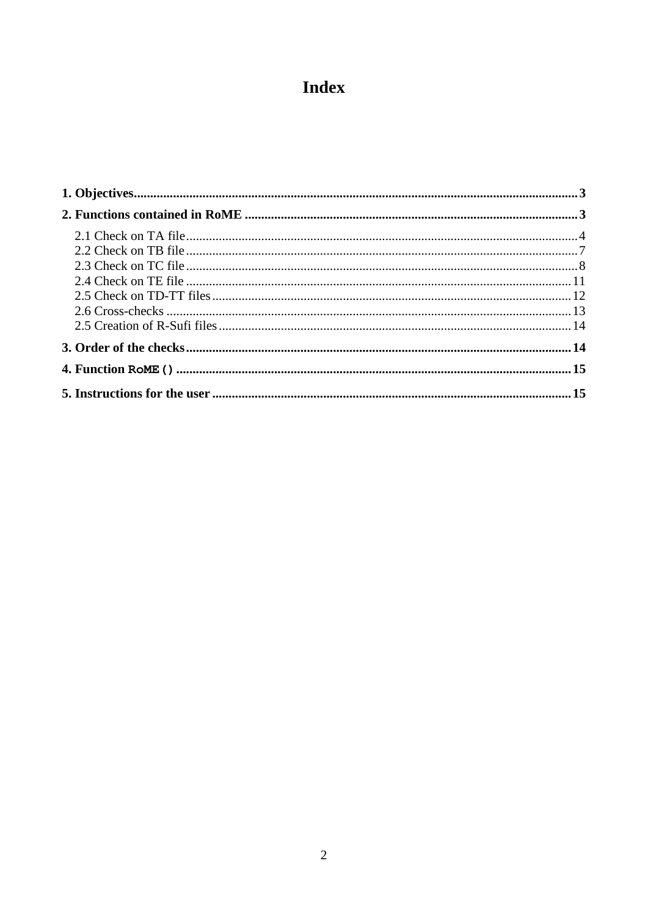# Index

**1. Objectives** ........................................................................ **3**

**2. Functions contained in RoME** ........................................................................ **3**

- 2.1 Check on TA file ........................................................................ 4
- 2.2 Check on TB file ........................................................................ 7
- 2.3 Check on TC file ........................................................................ 8
- 2.4 Check on TE file ........................................................................ 11
- 2.5 Check on TD-TT files ........................................................................ 12
- 2.6 Cross-checks ........................................................................ 13
- 2.5 Creation of R-Sufi files ........................................................................ 14

**3. Order of the checks** ........................................................................ **14**

**4. Function `RoME()`** ........................................................................ **15**

**5. Instructions for the user** ........................................................................ **15**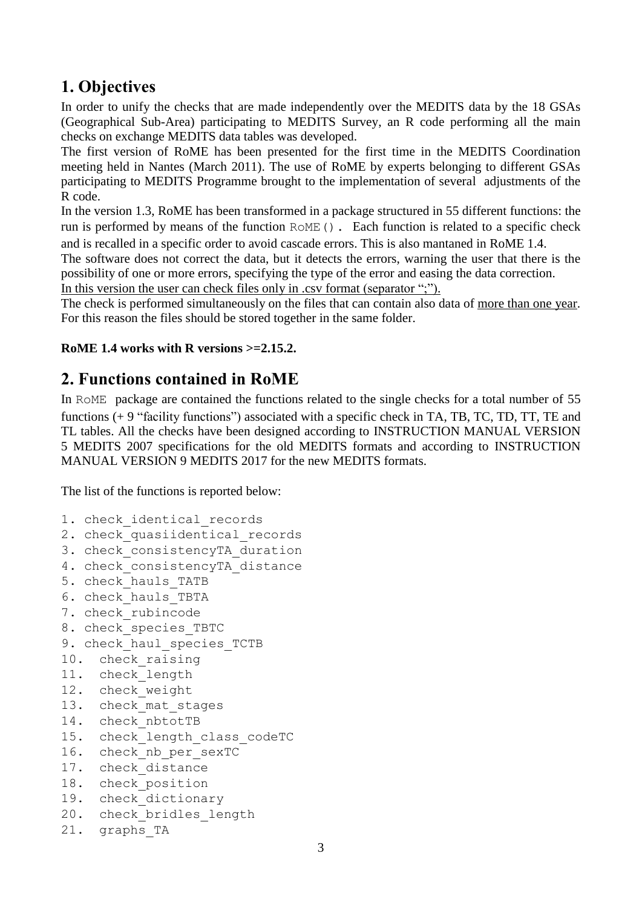## 1. Objectives

In order to unify the checks that are made independently over the MEDITS data by the 18 GSAs (Geographical Sub-Area) participating to MEDITS Survey, an R code performing all the main checks on exchange MEDITS data tables was developed.

The first version of RoME has been presented for the first time in the MEDITS Coordination meeting held in Nantes (March 2011). The use of RoME by experts belonging to different GSAs participating to MEDITS Programme brought to the implementation of several adjustments of the R code.

In the version 1.3, RoME has been transformed in a package structured in 55 different functions: the run is performed by means of the function `RoME()`. Each function is related to a specific check and is recalled in a specific order to avoid cascade errors. This is also mantaned in RoME 1.4.

The software does not correct the data, but it detects the errors, warning the user that there is the possibility of one or more errors, specifying the type of the error and easing the data correction.

<u>In this version the user can check files only in .csv format (separator ";").</u>

The check is performed simultaneously on the files that can contain also data of <u>more than one year</u>. For this reason the files should be stored together in the same folder.

**RoME 1.4 works with R versions >=2.15.2.**

## 2. Functions contained in RoME

In `RoME` package are contained the functions related to the single checks for a total number of 55 functions (+ 9 "facility functions") associated with a specific check in TA, TB, TC, TD, TT, TE and TL tables. All the checks have been designed according to INSTRUCTION MANUAL VERSION 5 MEDITS 2007 specifications for the old MEDITS formats and according to INSTRUCTION MANUAL VERSION 9 MEDITS 2017 for the new MEDITS formats.

The list of the functions is reported below:

```
1. check_identical_records
2. check_quasiidentical_records
3. check_consistencyTA_duration
4. check_consistencyTA_distance
5. check_hauls_TATB
6. check_hauls_TBTA
7. check_rubincode
8. check_species_TBTC
9. check_haul_species_TCTB
10.  check_raising
11.  check_length
12.  check_weight
13.  check_mat_stages
14.  check_nbtotTB
15.  check_length_class_codeTC
16.  check_nb_per_sexTC
17.  check_distance
18.  check_position
19.  check_dictionary
20.  check_bridles_length
21.  graphs_TA
```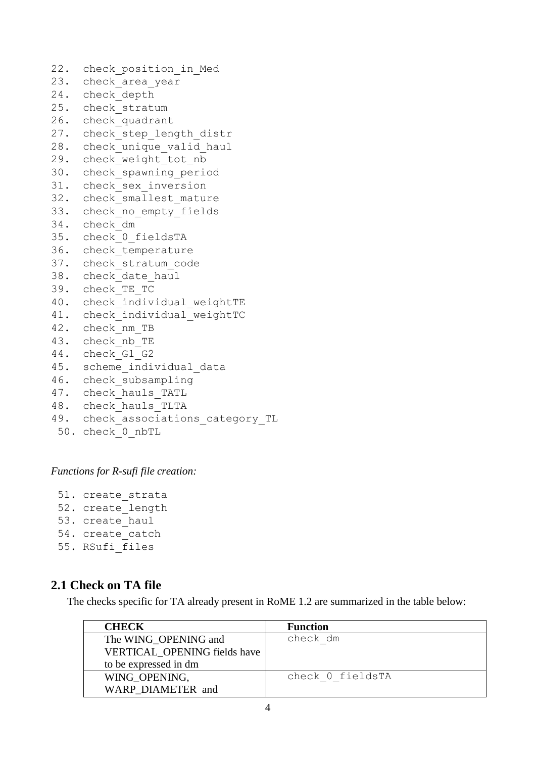22. check_position_in_Med
23. check_area_year
24. check_depth
25. check_stratum
26. check_quadrant
27. check_step_length_distr
28. check_unique_valid_haul
29. check_weight_tot_nb
30. check_spawning_period
31. check_sex_inversion
32. check_smallest_mature
33. check_no_empty_fields
34. check_dm
35. check_0_fieldsTA
36. check_temperature
37. check_stratum_code
38. check_date_haul
39. check_TE_TC
40. check_individual_weightTE
41. check_individual_weightTC
42. check_nm_TB
43. check_nb_TE
44. check_G1_G2
45. scheme_individual_data
46. check_subsampling
47. check_hauls_TATL
48. check_hauls_TLTA
49. check_associations_category_TL
50. check_0_nbTL

*Functions for R-sufi file creation:*

51. create_strata
52. create_length
53. create_haul
54. create_catch
55. RSufi_files

## 2.1 Check on TA file

The checks specific for TA already present in RoME 1.2 are summarized in the table below:

| CHECK | Function |
|---|---|
| The WING_OPENING and VERTICAL_OPENING fields have to be expressed in dm | check_dm |
| WING_OPENING, WARP_DIAMETER and | check_0_fieldsTA |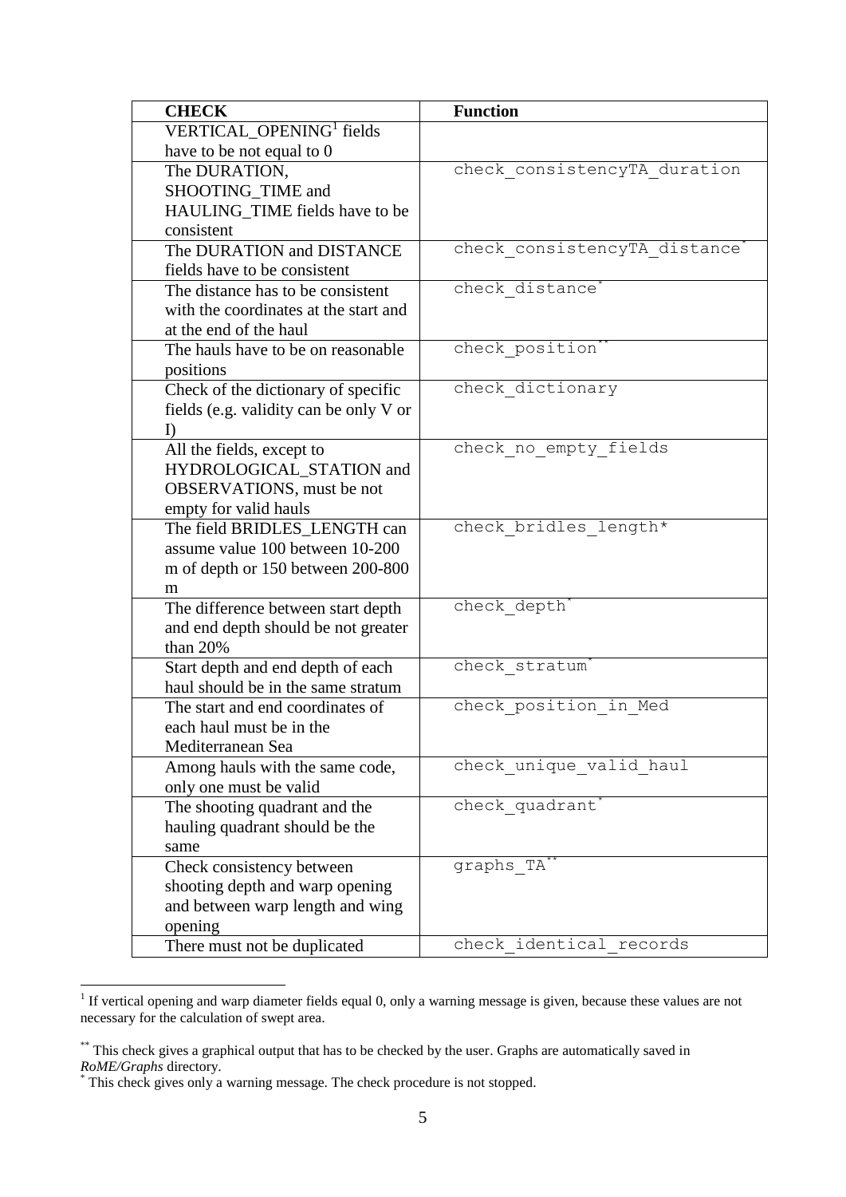| CHECK | Function |
|---|---|
| VERTICAL_OPENING[1] fields have to be not equal to 0 | |
| The DURATION, SHOOTING_TIME and HAULING_TIME fields have to be consistent | check_consistencyTA_duration |
| The DURATION and DISTANCE fields have to be consistent | check_consistencyTA_distance* |
| The distance has to be consistent with the coordinates at the start and at the end of the haul | check_distance* |
| The hauls have to be on reasonable positions | check_position** |
| Check of the dictionary of specific fields (e.g. validity can be only V or I) | check_dictionary |
| All the fields, except to HYDROLOGICAL_STATION and OBSERVATIONS, must be not empty for valid hauls | check_no_empty_fields |
| The field BRIDLES_LENGTH can assume value 100 between 10-200 m of depth or 150 between 200-800 m | check_bridles_length* |
| The difference between start depth and end depth should be not greater than 20% | check_depth* |
| Start depth and end depth of each haul should be in the same stratum | check_stratum* |
| The start and end coordinates of each haul must be in the Mediterranean Sea | check_position_in_Med |
| Among hauls with the same code, only one must be valid | check_unique_valid_haul |
| The shooting quadrant and the hauling quadrant should be the same | check_quadrant* |
| Check consistency between shooting depth and warp opening and between warp length and wing opening | graphs_TA** |
| There must not be duplicated | check_identical_records |

[1] If vertical opening and warp diameter fields equal 0, only a warning message is given, because these values are not necessary for the calculation of swept area.

** This check gives a graphical output that has to be checked by the user. Graphs are automatically saved in *RoME/Graphs* directory.

* This check gives only a warning message. The check procedure is not stopped.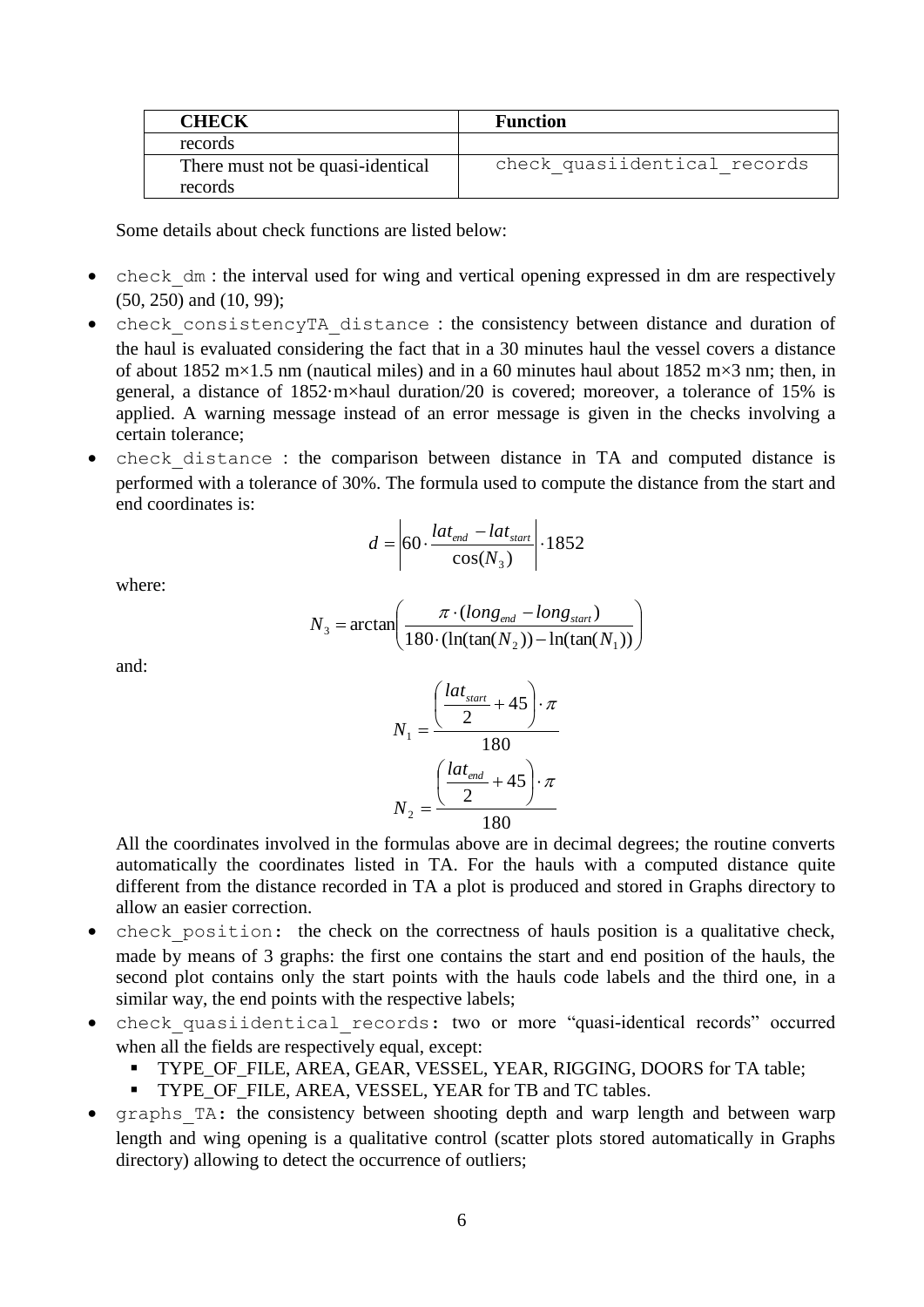| CHECK | Function |
| --- | --- |
| records | |
| There must not be quasi-identical records | check_quasiidentical_records |

Some details about check functions are listed below:

- `check_dm` : the interval used for wing and vertical opening expressed in dm are respectively (50, 250) and (10, 99);
- `check_consistencyTA_distance` : the consistency between distance and duration of the haul is evaluated considering the fact that in a 30 minutes haul the vessel covers a distance of about 1852 m×1.5 nm (nautical miles) and in a 60 minutes haul about 1852 m×3 nm; then, in general, a distance of 1852·m×haul duration/20 is covered; moreover, a tolerance of 15% is applied. A warning message instead of an error message is given in the checks involving a certain tolerance;
- `check_distance` : the comparison between distance in TA and computed distance is performed with a tolerance of 30%. The formula used to compute the distance from the start and end coordinates is:

$$d = \left| 60 \cdot \frac{lat_{end} - lat_{start}}{\cos(N_3)} \right| \cdot 1852$$

  where:

$$N_3 = \arctan\left( \frac{\pi \cdot (long_{end} - long_{start})}{180 \cdot (\ln(\tan(N_2)) - \ln(\tan(N_1))} \right)$$

  and:

$$N_1 = \frac{\left( \frac{lat_{start}}{2} + 45 \right) \cdot \pi}{180}$$

$$N_2 = \frac{\left( \frac{lat_{end}}{2} + 45 \right) \cdot \pi}{180}$$

  All the coordinates involved in the formulas above are in decimal degrees; the routine converts automatically the coordinates listed in TA. For the hauls with a computed distance quite different from the distance recorded in TA a plot is produced and stored in Graphs directory to allow an easier correction.
- `check_position`: the check on the correctness of hauls position is a qualitative check, made by means of 3 graphs: the first one contains the start and end position of the hauls, the second plot contains only the start points with the hauls code labels and the third one, in a similar way, the end points with the respective labels;
- `check_quasiidentical_records`: two or more "quasi-identical records" occurred when all the fields are respectively equal, except:
  - TYPE_OF_FILE, AREA, GEAR, VESSEL, YEAR, RIGGING, DOORS for TA table;
  - TYPE_OF_FILE, AREA, VESSEL, YEAR for TB and TC tables.
- `graphs_TA`: the consistency between shooting depth and warp length and between warp length and wing opening is a qualitative control (scatter plots stored automatically in Graphs directory) allowing to detect the occurrence of outliers;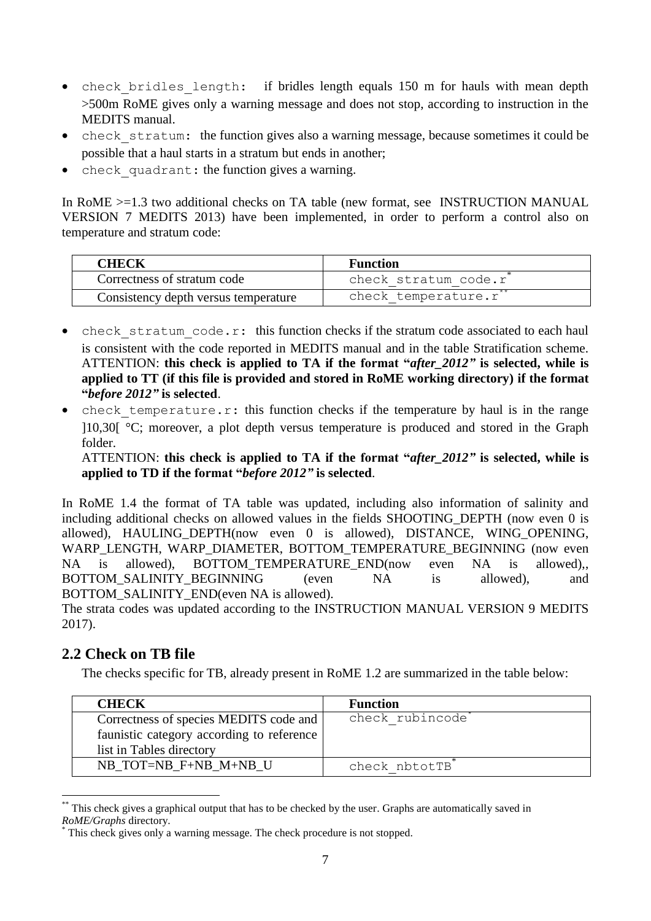- `check_bridles_length`: if bridles length equals 150 m for hauls with mean depth >500m RoME gives only a warning message and does not stop, according to instruction in the MEDITS manual.
- `check_stratum`: the function gives also a warning message, because sometimes it could be possible that a haul starts in a stratum but ends in another;
- `check_quadrant`: the function gives a warning.

In RoME >=1.3 two additional checks on TA table (new format, see INSTRUCTION MANUAL VERSION 7 MEDITS 2013) have been implemented, in order to perform a control also on temperature and stratum code:

| CHECK | Function |
| --- | --- |
| Correctness of stratum code | `check_stratum_code.r`* |
| Consistency depth versus temperature | `check_temperature.r`** |

- `check_stratum_code.r`: this function checks if the stratum code associated to each haul is consistent with the code reported in MEDITS manual and in the table Stratification scheme. ATTENTION: **this check is applied to TA if the format "*after_2012*" is selected, while is applied to TT (if this file is provided and stored in RoME working directory) if the format "*before 2012*" is selected**.
- `check_temperature.r`: this function checks if the temperature by haul is in the range ]10,30[ °C; moreover, a plot depth versus temperature is produced and stored in the Graph folder.
  ATTENTION: **this check is applied to TA if the format "*after_2012*" is selected, while is applied to TD if the format "*before 2012*" is selected**.

In RoME 1.4 the format of TA table was updated, including also information of salinity and including additional checks on allowed values in the fields SHOOTING_DEPTH (now even 0 is allowed), HAULING_DEPTH(now even 0 is allowed), DISTANCE, WING_OPENING, WARP_LENGTH, WARP_DIAMETER, BOTTOM_TEMPERATURE_BEGINNING (now even NA is allowed), BOTTOM_TEMPERATURE_END(now even NA is allowed),, BOTTOM_SALINITY_BEGINNING (even NA is allowed), and BOTTOM_SALINITY_END(even NA is allowed).
The strata codes was updated according to the INSTRUCTION MANUAL VERSION 9 MEDITS 2017).

## 2.2 Check on TB file

The checks specific for TB, already present in RoME 1.2 are summarized in the table below:

| CHECK | Function |
| --- | --- |
| Correctness of species MEDITS code and faunistic category according to reference list in Tables directory | `check_rubincode`* |
| NB_TOT=NB_F+NB_M+NB_U | `check_nbtotTB`* |

** This check gives a graphical output that has to be checked by the user. Graphs are automatically saved in *RoME/Graphs* directory.
* This check gives only a warning message. The check procedure is not stopped.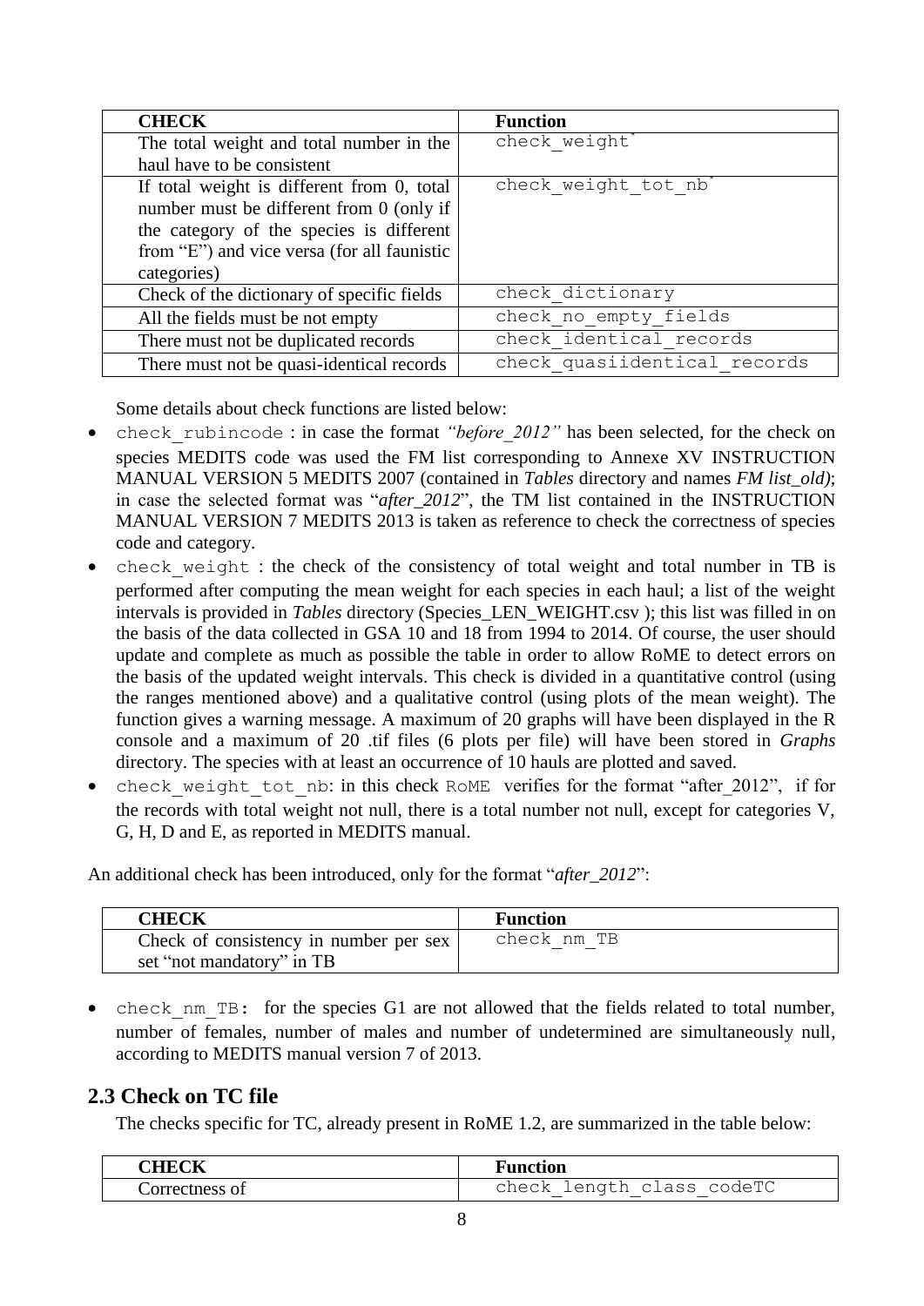| CHECK | Function |
| --- | --- |
| The total weight and total number in the haul have to be consistent | check_weight* |
| If total weight is different from 0, total number must be different from 0 (only if the category of the species is different from "E") and vice versa (for all faunistic categories) | check_weight_tot_nb* |
| Check of the dictionary of specific fields | check_dictionary |
| All the fields must be not empty | check_no_empty_fields |
| There must not be duplicated records | check_identical_records |
| There must not be quasi-identical records | check_quasiidentical_records |

Some details about check functions are listed below:

- `check_rubincode` : in case the format *"before_2012"* has been selected, for the check on species MEDITS code was used the FM list corresponding to Annexe XV INSTRUCTION MANUAL VERSION 5 MEDITS 2007 (contained in *Tables* directory and names *FM list_old)*; in case the selected format was "*after_2012*", the TM list contained in the INSTRUCTION MANUAL VERSION 7 MEDITS 2013 is taken as reference to check the correctness of species code and category.
- `check_weight` : the check of the consistency of total weight and total number in TB is performed after computing the mean weight for each species in each haul; a list of the weight intervals is provided in *Tables* directory (Species_LEN_WEIGHT.csv ); this list was filled in on the basis of the data collected in GSA 10 and 18 from 1994 to 2014. Of course, the user should update and complete as much as possible the table in order to allow RoME to detect errors on the basis of the updated weight intervals. This check is divided in a quantitative control (using the ranges mentioned above) and a qualitative control (using plots of the mean weight). The function gives a warning message. A maximum of 20 graphs will have been displayed in the R console and a maximum of 20 .tif files (6 plots per file) will have been stored in *Graphs* directory. The species with at least an occurrence of 10 hauls are plotted and saved.
- `check_weight_tot_nb`: in this check RoME verifies for the format "after_2012", if for the records with total weight not null, there is a total number not null, except for categories V, G, H, D and E, as reported in MEDITS manual.

An additional check has been introduced, only for the format "*after_2012*":

| CHECK | Function |
| --- | --- |
| Check of consistency in number per sex set "not mandatory" in TB | check_nm_TB |

- `check_nm_TB`: for the species G1 are not allowed that the fields related to total number, number of females, number of males and number of undetermined are simultaneously null, according to MEDITS manual version 7 of 2013.

## 2.3 Check on TC file

The checks specific for TC, already present in RoME 1.2, are summarized in the table below:

| CHECK | Function |
| --- | --- |
| Correctness of | check_length_class_codeTC |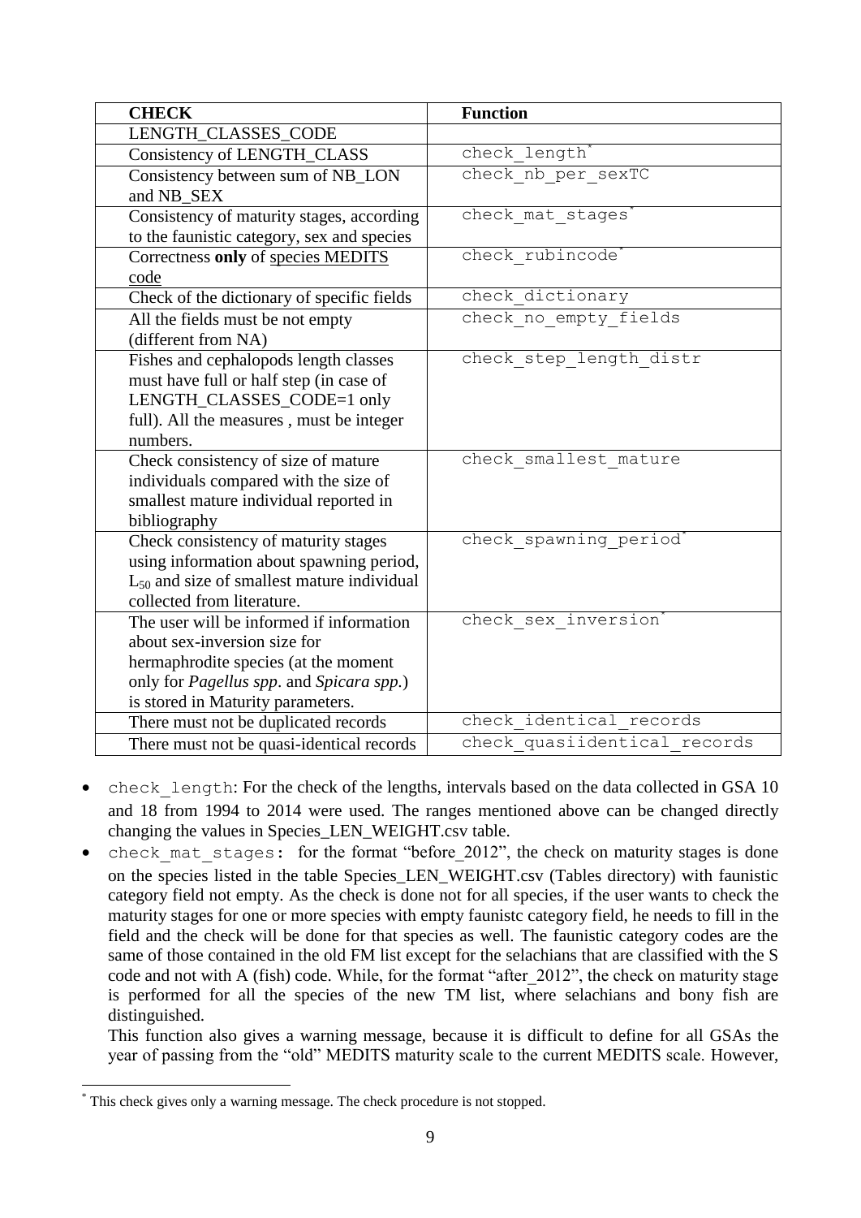| CHECK | Function |
| --- | --- |
| LENGTH_CLASSES_CODE | |
| Consistency of LENGTH_CLASS | `check_length`* |
| Consistency between sum of NB_LON and NB_SEX | `check_nb_per_sexTC` |
| Consistency of maturity stages, according to the faunistic category, sex and species | `check_mat_stages`* |
| Correctness **only** of species MEDITS code | `check_rubincode`* |
| Check of the dictionary of specific fields | `check_dictionary` |
| All the fields must be not empty (different from NA) | `check_no_empty_fields` |
| Fishes and cephalopods length classes must have full or half step (in case of LENGTH_CLASSES_CODE=1 only full). All the measures , must be integer numbers. | `check_step_length_distr` |
| Check consistency of size of mature individuals compared with the size of smallest mature individual reported in bibliography | `check_smallest_mature` |
| Check consistency of maturity stages using information about spawning period, $L_{50}$ and size of smallest mature individual collected from literature. | `check_spawning_period`* |
| The user will be informed if information about sex-inversion size for hermaphrodite species (at the moment only for *Pagellus spp*. and *Spicara spp.*) is stored in Maturity parameters. | `check_sex_inversion`* |
| There must not be duplicated records | `check_identical_records` |
| There must not be quasi-identical records | `check_quasiidentical_records` |

- `check_length`: For the check of the lengths, intervals based on the data collected in GSA 10 and 18 from 1994 to 2014 were used. The ranges mentioned above can be changed directly changing the values in Species_LEN_WEIGHT.csv table.
- `check_mat_stages`: for the format "before_2012", the check on maturity stages is done on the species listed in the table Species_LEN_WEIGHT.csv (Tables directory) with faunistic category field not empty. As the check is done not for all species, if the user wants to check the maturity stages for one or more species with empty faunistc category field, he needs to fill in the field and the check will be done for that species as well. The faunistic category codes are the same of those contained in the old FM list except for the selachians that are classified with the S code and not with A (fish) code. While, for the format "after_2012", the check on maturity stage is performed for all the species of the new TM list, where selachians and bony fish are distinguished.

  This function also gives a warning message, because it is difficult to define for all GSAs the year of passing from the "old" MEDITS maturity scale to the current MEDITS scale. However,

---

* This check gives only a warning message. The check procedure is not stopped.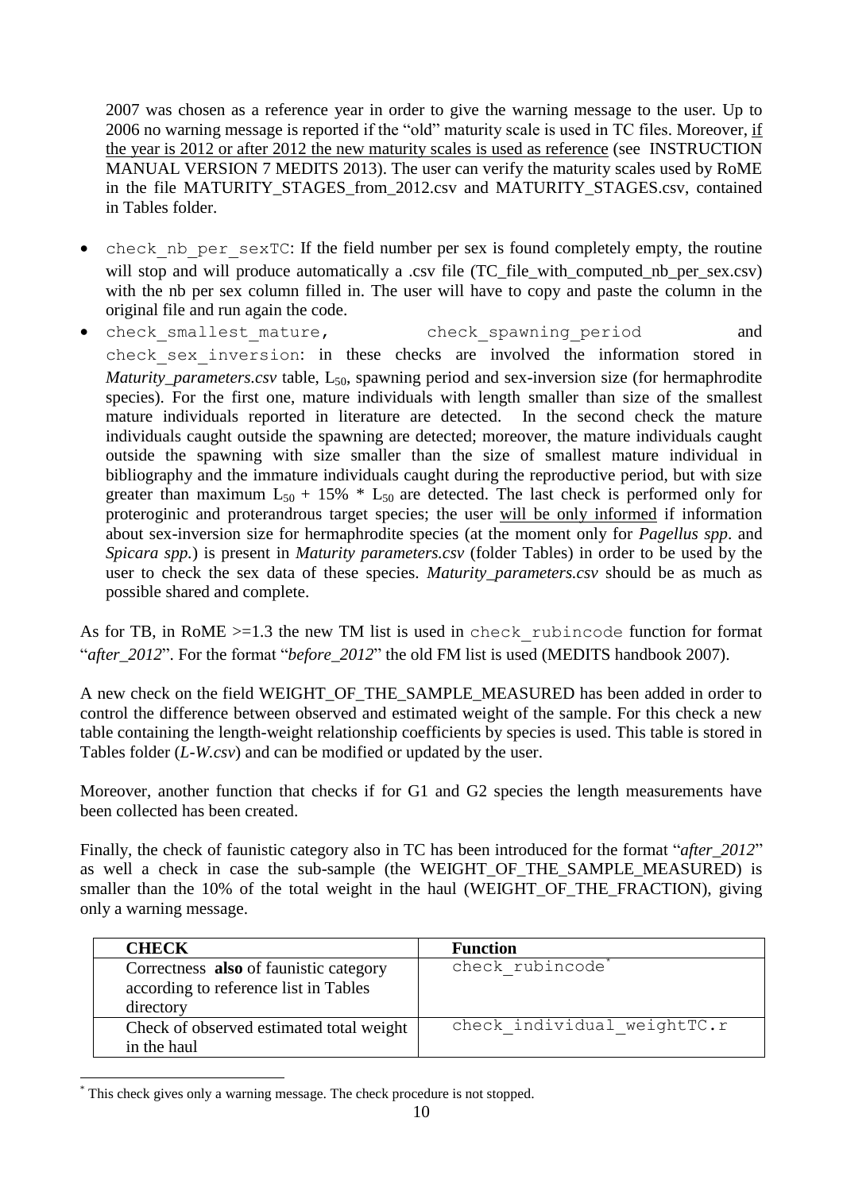2007 was chosen as a reference year in order to give the warning message to the user. Up to 2006 no warning message is reported if the "old" maturity scale is used in TC files. Moreover, if the year is 2012 or after 2012 the new maturity scales is used as reference (see INSTRUCTION MANUAL VERSION 7 MEDITS 2013). The user can verify the maturity scales used by RoME in the file MATURITY_STAGES_from_2012.csv and MATURITY_STAGES.csv, contained in Tables folder.

- `check_nb_per_sexTC`: If the field number per sex is found completely empty, the routine will stop and will produce automatically a .csv file (TC_file_with_computed_nb_per_sex.csv) with the nb per sex column filled in. The user will have to copy and paste the column in the original file and run again the code.
- `check_smallest_mature`, `check_spawning_period` and `check_sex_inversion`: in these checks are involved the information stored in *Maturity_parameters.csv* table, $L_{50}$, spawning period and sex-inversion size (for hermaphrodite species). For the first one, mature individuals with length smaller than size of the smallest mature individuals reported in literature are detected. In the second check the mature individuals caught outside the spawning are detected; moreover, the mature individuals caught outside the spawning with size smaller than the size of smallest mature individual in bibliography and the immature individuals caught during the reproductive period, but with size greater than maximum $L_{50} + 15\% * L_{50}$ are detected. The last check is performed only for proteroginic and proterandrous target species; the user will be only informed if information about sex-inversion size for hermaphrodite species (at the moment only for *Pagellus spp*. and *Spicara spp.*) is present in *Maturity parameters.csv* (folder Tables) in order to be used by the user to check the sex data of these species. *Maturity_parameters.csv* should be as much as possible shared and complete.

As for TB, in RoME >=1.3 the new TM list is used in `check_rubincode` function for format "*after_2012*". For the format "*before_2012*" the old FM list is used (MEDITS handbook 2007).

A new check on the field WEIGHT_OF_THE_SAMPLE_MEASURED has been added in order to control the difference between observed and estimated weight of the sample. For this check a new table containing the length-weight relationship coefficients by species is used. This table is stored in Tables folder (*L-W.csv*) and can be modified or updated by the user.

Moreover, another function that checks if for G1 and G2 species the length measurements have been collected has been created.

Finally, the check of faunistic category also in TC has been introduced for the format "*after_2012*" as well a check in case the sub-sample (the WEIGHT_OF_THE_SAMPLE_MEASURED) is smaller than the 10% of the total weight in the haul (WEIGHT_OF_THE_FRACTION), giving only a warning message.

| CHECK | Function |
|---|---|
| Correctness **also** of faunistic category according to reference list in Tables directory | `check_rubincode`* |
| Check of observed estimated total weight in the haul | `check_individual_weightTC.r` |

* This check gives only a warning message. The check procedure is not stopped.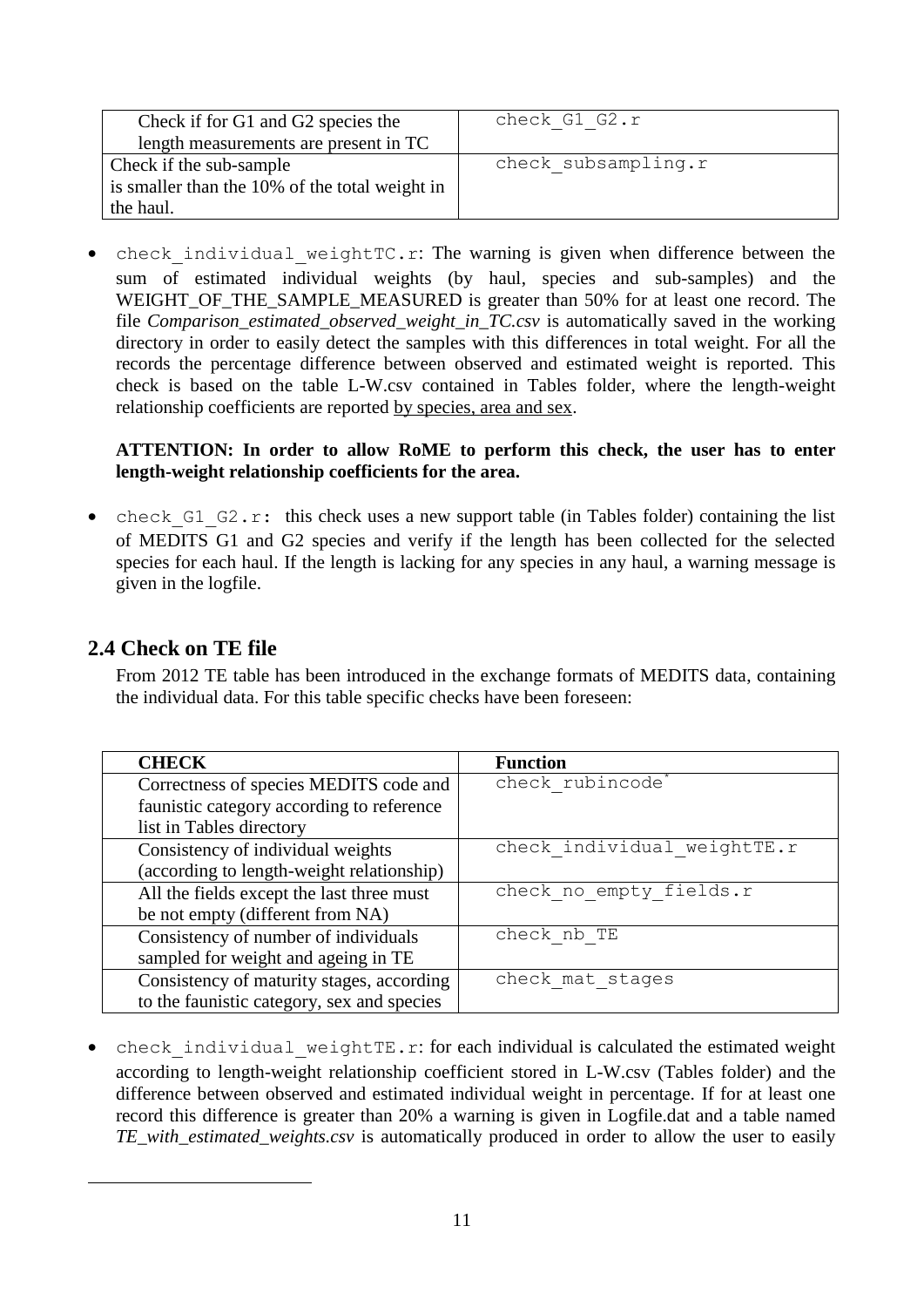| Check if for G1 and G2 species the length measurements are present in TC | `check_G1_G2.r` |
|---|---|
| Check if the sub-sample is smaller than the 10% of the total weight in the haul. | `check_subsampling.r` |

- `check_individual_weightTC.r`: The warning is given when difference between the sum of estimated individual weights (by haul, species and sub-samples) and the WEIGHT_OF_THE_SAMPLE_MEASURED is greater than 50% for at least one record. The file *Comparison_estimated_observed_weight_in_TC.csv* is automatically saved in the working directory in order to easily detect the samples with this differences in total weight. For all the records the percentage difference between observed and estimated weight is reported. This check is based on the table L-W.csv contained in Tables folder, where the length-weight relationship coefficients are reported by species, area and sex.

  **ATTENTION: In order to allow RoME to perform this check, the user has to enter length-weight relationship coefficients for the area.**

- `check_G1_G2.r`: this check uses a new support table (in Tables folder) containing the list of MEDITS G1 and G2 species and verify if the length has been collected for the selected species for each haul. If the length is lacking for any species in any haul, a warning message is given in the logfile.

## 2.4 Check on TE file

From 2012 TE table has been introduced in the exchange formats of MEDITS data, containing the individual data. For this table specific checks have been foreseen:

| CHECK | Function |
|---|---|
| Correctness of species MEDITS code and faunistic category according to reference list in Tables directory | `check_rubincode`* |
| Consistency of individual weights (according to length-weight relationship) | `check_individual_weightTE.r` |
| All the fields except the last three must be not empty (different from NA) | `check_no_empty_fields.r` |
| Consistency of number of individuals sampled for weight and ageing in TE | `check_nb_TE` |
| Consistency of maturity stages, according to the faunistic category, sex and species | `check_mat_stages` |

- `check_individual_weightTE.r`: for each individual is calculated the estimated weight according to length-weight relationship coefficient stored in L-W.csv (Tables folder) and the difference between observed and estimated individual weight in percentage. If for at least one record this difference is greater than 20% a warning is given in Logfile.dat and a table named *TE_with_estimated_weights.csv* is automatically produced in order to allow the user to easily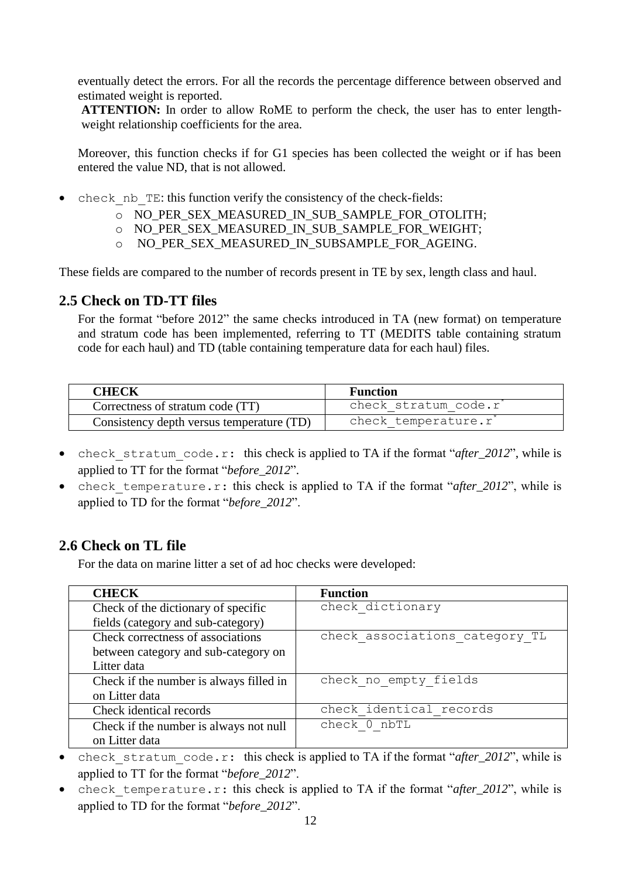eventually detect the errors. For all the records the percentage difference between observed and estimated weight is reported.

**ATTENTION:** In order to allow RoME to perform the check, the user has to enter length-weight relationship coefficients for the area.

Moreover, this function checks if for G1 species has been collected the weight or if has been entered the value ND, that is not allowed.

- `check_nb_TE`: this function verify the consistency of the check-fields:
  - NO_PER_SEX_MEASURED_IN_SUB_SAMPLE_FOR_OTOLITH;
  - NO_PER_SEX_MEASURED_IN_SUB_SAMPLE_FOR_WEIGHT;
  - NO_PER_SEX_MEASURED_IN_SUBSAMPLE_FOR_AGEING.

These fields are compared to the number of records present in TE by sex, length class and haul.

## 2.5 Check on TD-TT files

For the format "before 2012" the same checks introduced in TA (new format) on temperature and stratum code has been implemented, referring to TT (MEDITS table containing stratum code for each haul) and TD (table containing temperature data for each haul) files.

| CHECK | Function |
|---|---|
| Correctness of stratum code (TT) | `check_stratum_code.r`* |
| Consistency depth versus temperature (TD) | `check_temperature.r`* |

- `check_stratum_code.r`: this check is applied to TA if the format "*after_2012*", while is applied to TT for the format "*before_2012*".
- `check_temperature.r`: this check is applied to TA if the format "*after_2012*", while is applied to TD for the format "*before_2012*".

## 2.6 Check on TL file

For the data on marine litter a set of ad hoc checks were developed:

| CHECK | Function |
|---|---|
| Check of the dictionary of specific fields (category and sub-category) | `check_dictionary` |
| Check correctness of associations between category and sub-category on Litter data | `check_associations_category_TL` |
| Check if the number is always filled in on Litter data | `check_no_empty_fields` |
| Check identical records | `check_identical_records` |
| Check if the number is always not null on Litter data | `check_0_nbTL` |

- `check_stratum_code.r`: this check is applied to TA if the format "*after_2012*", while is applied to TT for the format "*before_2012*".
- `check_temperature.r`: this check is applied to TA if the format "*after_2012*", while is applied to TD for the format "*before_2012*".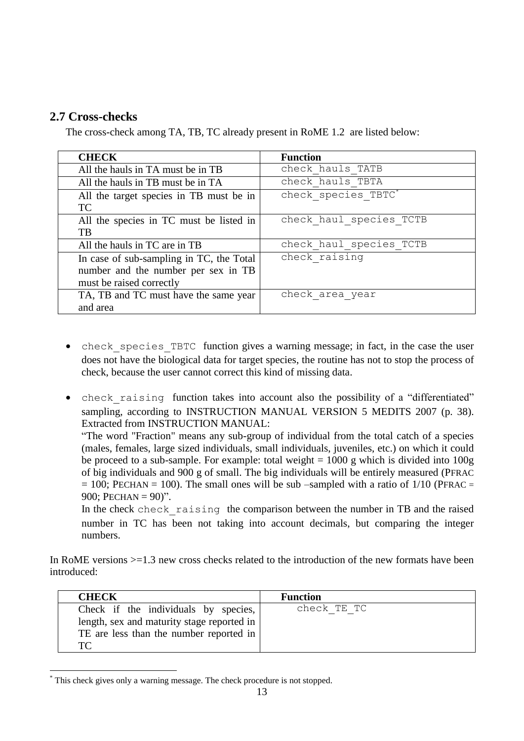## 2.7 Cross-checks

The cross-check among TA, TB, TC already present in RoME 1.2 are listed below:

| CHECK | Function |
|---|---|
| All the hauls in TA must be in TB | `check_hauls_TATB` |
| All the hauls in TB must be in TA | `check_hauls_TBTA` |
| All the target species in TB must be in TC | `check_species_TBTC`* |
| All the species in TC must be listed in TB | `check_haul_species_TCTB` |
| All the hauls in TC are in TB | `check_haul_species_TCTB` |
| In case of sub-sampling in TC, the Total number and the number per sex in TB must be raised correctly | `check_raising` |
| TA, TB and TC must have the same year and area | `check_area_year` |

- `check_species_TBTC` function gives a warning message; in fact, in the case the user does not have the biological data for target species, the routine has not to stop the process of check, because the user cannot correct this kind of missing data.

- `check_raising` function takes into account also the possibility of a "differentiated" sampling, according to INSTRUCTION MANUAL VERSION 5 MEDITS 2007 (p. 38). Extracted from INSTRUCTION MANUAL:
  "The word "Fraction" means any sub-group of individual from the total catch of a species (males, females, large sized individuals, small individuals, juveniles, etc.) on which it could be proceed to a sub-sample. For example: total weight = 1000 g which is divided into 100g of big individuals and 900 g of small. The big individuals will be entirely measured (PFRAC = 100; PECHAN = 100). The small ones will be sub –sampled with a ratio of 1/10 (PFRAC = 900; PECHAN = 90)".
  In the check `check_raising` the comparison between the number in TB and the raised number in TC has been not taking into account decimals, but comparing the integer numbers.

In RoME versions >=1.3 new cross checks related to the introduction of the new formats have been introduced:

| CHECK | Function |
|---|---|
| Check if the individuals by species, length, sex and maturity stage reported in TE are less than the number reported in TC | `check_TE_TC` |

* This check gives only a warning message. The check procedure is not stopped.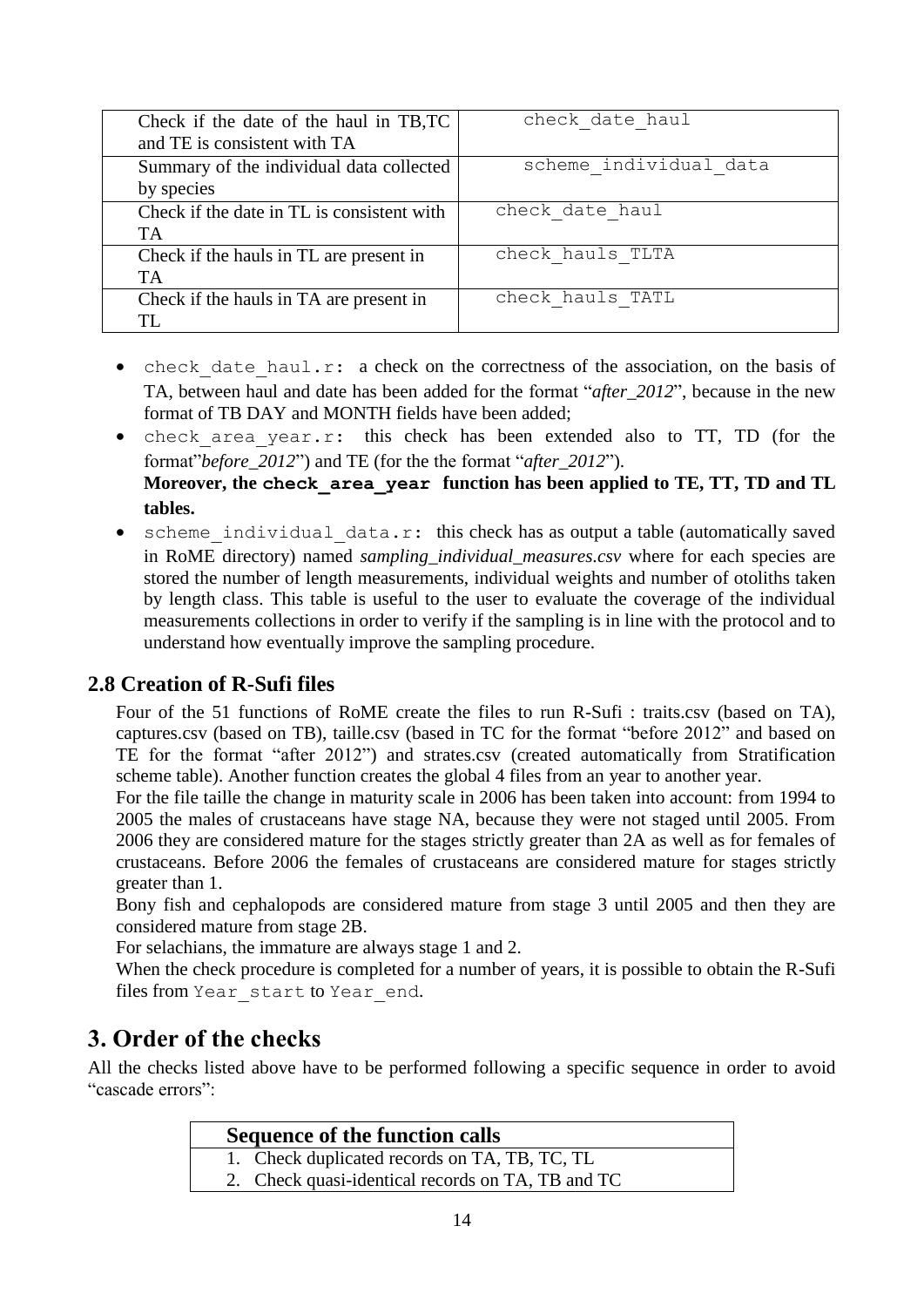| | |
|---|---|
| Check if the date of the haul in TB,TC and TE is consistent with TA | `check_date_haul` |
| Summary of the individual data collected by species | `scheme_individual_data` |
| Check if the date in TL is consistent with TA | `check_date_haul` |
| Check if the hauls in TL are present in TA | `check_hauls_TLTA` |
| Check if the hauls in TA are present in TL | `check_hauls_TATL` |

- `check_date_haul.r`: a check on the correctness of the association, on the basis of TA, between haul and date has been added for the format "*after_2012*", because in the new format of TB DAY and MONTH fields have been added;
- `check_area_year.r`: this check has been extended also to TT, TD (for the format"*before_2012*") and TE (for the the format "*after_2012*").
  **Moreover, the `check_area_year` function has been applied to TE, TT, TD and TL tables.**
- `scheme_individual_data.r`: this check has as output a table (automatically saved in RoME directory) named *sampling_individual_measures.csv* where for each species are stored the number of length measurements, individual weights and number of otoliths taken by length class. This table is useful to the user to evaluate the coverage of the individual measurements collections in order to verify if the sampling is in line with the protocol and to understand how eventually improve the sampling procedure.

### 2.8 Creation of R-Sufi files

Four of the 51 functions of RoME create the files to run R-Sufi : traits.csv (based on TA), captures.csv (based on TB), taille.csv (based in TC for the format "before 2012" and based on TE for the format "after 2012") and strates.csv (created automatically from Stratification scheme table). Another function creates the global 4 files from an year to another year.

For the file taille the change in maturity scale in 2006 has been taken into account: from 1994 to 2005 the males of crustaceans have stage NA, because they were not staged until 2005. From 2006 they are considered mature for the stages strictly greater than 2A as well as for females of crustaceans. Before 2006 the females of crustaceans are considered mature for stages strictly greater than 1.

Bony fish and cephalopods are considered mature from stage 3 until 2005 and then they are considered mature from stage 2B.

For selachians, the immature are always stage 1 and 2.

When the check procedure is completed for a number of years, it is possible to obtain the R-Sufi files from `Year_start` to `Year_end`.

## 3. Order of the checks

All the checks listed above have to be performed following a specific sequence in order to avoid "cascade errors":

| Sequence of the function calls |
|---|
| 1. Check duplicated records on TA, TB, TC, TL |
| 2. Check quasi-identical records on TA, TB and TC |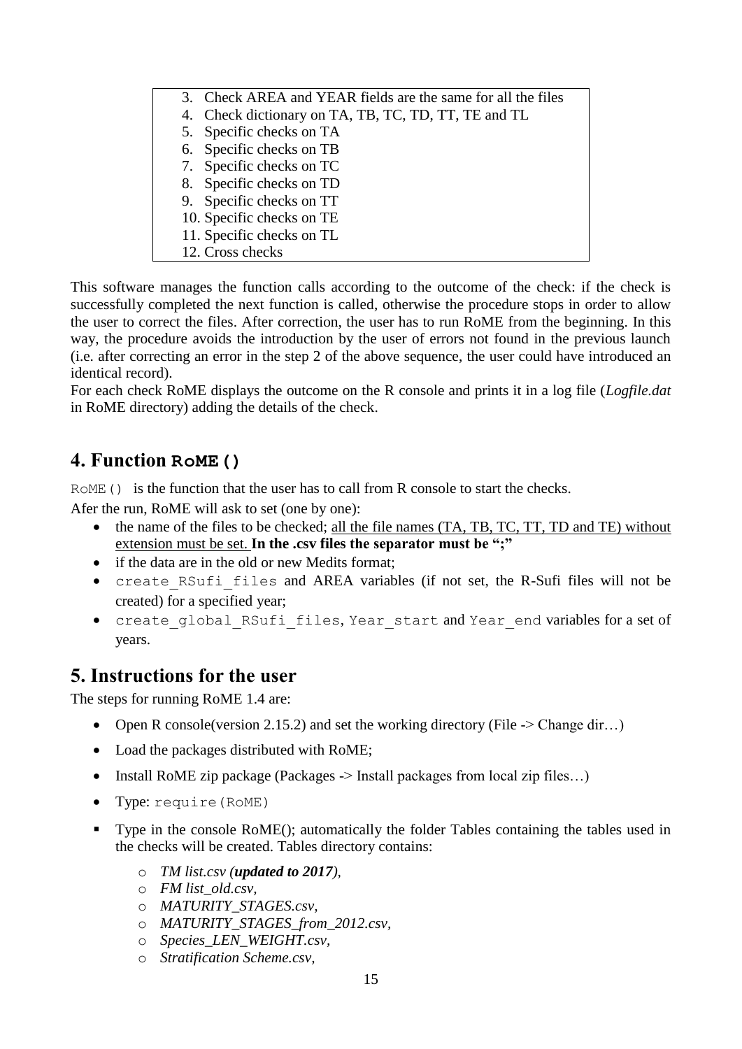3. Check AREA and YEAR fields are the same for all the files
4. Check dictionary on TA, TB, TC, TD, TT, TE and TL
5. Specific checks on TA
6. Specific checks on TB
7. Specific checks on TC
8. Specific checks on TD
9. Specific checks on TT
10. Specific checks on TE
11. Specific checks on TL
12. Cross checks

This software manages the function calls according to the outcome of the check: if the check is successfully completed the next function is called, otherwise the procedure stops in order to allow the user to correct the files. After correction, the user has to run RoME from the beginning. In this way, the procedure avoids the introduction by the user of errors not found in the previous launch (i.e. after correcting an error in the step 2 of the above sequence, the user could have introduced an identical record).
For each check RoME displays the outcome on the R console and prints it in a log file (*Logfile.dat* in RoME directory) adding the details of the check.

## 4. Function `RoME()`

`RoME()` is the function that the user has to call from R console to start the checks.
Afer the run, RoME will ask to set (one by one):

- the name of the files to be checked; <u>all the file names (TA, TB, TC, TT, TD and TE) without extension must be set.</u> **In the .csv files the separator must be ";"**
- if the data are in the old or new Medits format;
- `create_RSufi_files` and AREA variables (if not set, the R-Sufi files will not be created) for a specified year;
- `create_global_RSufi_files`, `Year_start` and `Year_end` variables for a set of years.

## 5. Instructions for the user

The steps for running RoME 1.4 are:

- Open R console(version 2.15.2) and set the working directory (File -> Change dir…)
- Load the packages distributed with RoME;
- Install RoME zip package (Packages -> Install packages from local zip files…)
- Type: `require(RoME)`
- Type in the console RoME(); automatically the folder Tables containing the tables used in the checks will be created. Tables directory contains:
    - *TM list.csv (**updated to 2017**),*
    - *FM list_old.csv,*
    - *MATURITY_STAGES.csv,*
    - *MATURITY_STAGES_from_2012.csv,*
    - *Species_LEN_WEIGHT.csv,*
    - *Stratification Scheme.csv,*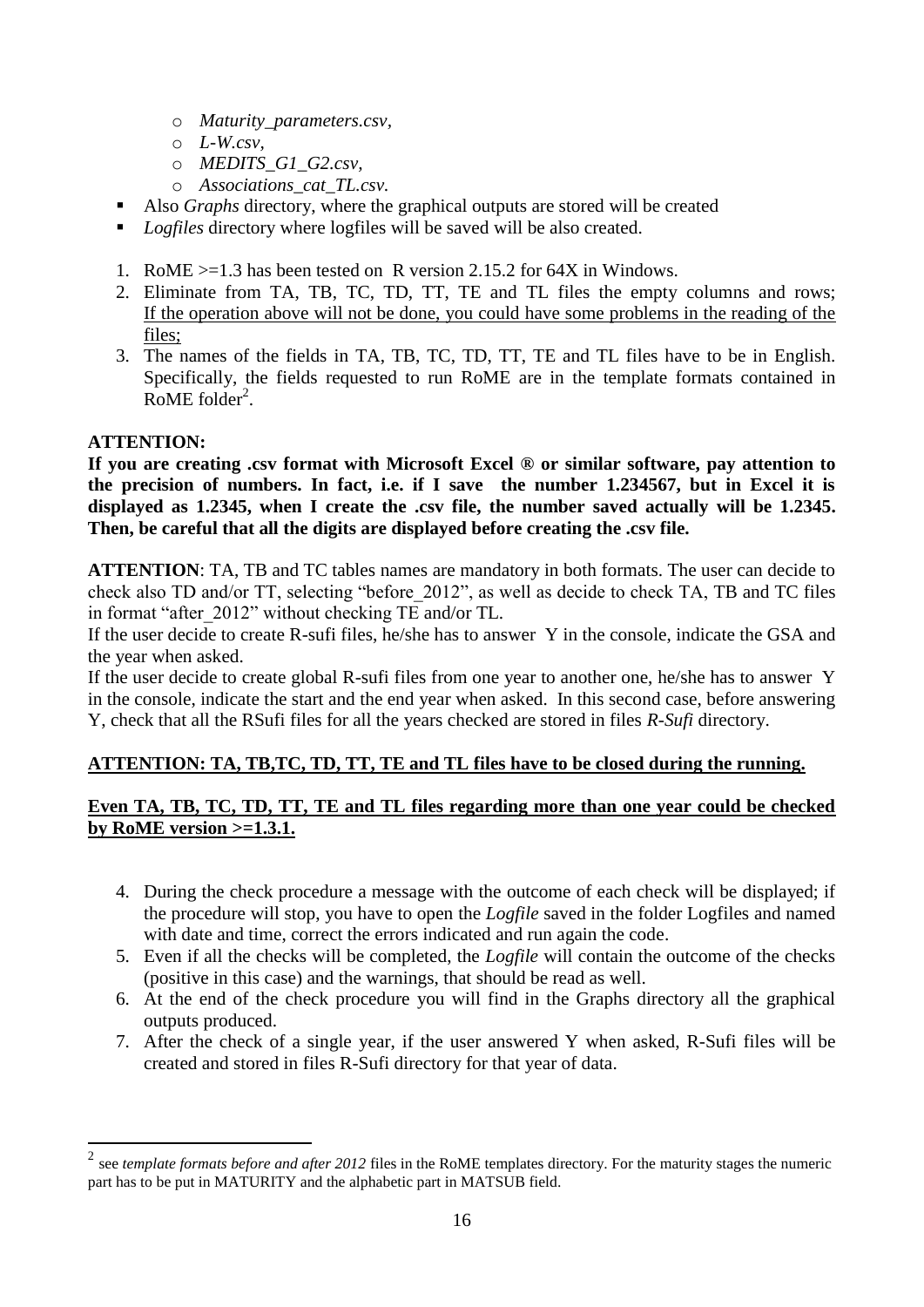- *Maturity_parameters.csv*,
  - *L-W.csv*,
  - *MEDITS_G1_G2.csv*,
  - *Associations_cat_TL.csv*.
- Also *Graphs* directory, where the graphical outputs are stored will be created
- *Logfiles* directory where logfiles will be saved will be also created.

1. RoME >=1.3 has been tested on R version 2.15.2 for 64X in Windows.
2. Eliminate from TA, TB, TC, TD, TT, TE and TL files the empty columns and rows; <u>If the operation above will not be done, you could have some problems in the reading of the files;</u>
3. The names of the fields in TA, TB, TC, TD, TT, TE and TL files have to be in English. Specifically, the fields requested to run RoME are in the template formats contained in RoME folder[2].

**ATTENTION:**
**If you are creating .csv format with Microsoft Excel ® or similar software, pay attention to the precision of numbers. In fact, i.e. if I save the number 1.234567, but in Excel it is displayed as 1.2345, when I create the .csv file, the number saved actually will be 1.2345. Then, be careful that all the digits are displayed before creating the .csv file.**

**ATTENTION**: TA, TB and TC tables names are mandatory in both formats. The user can decide to check also TD and/or TT, selecting "before_2012", as well as decide to check TA, TB and TC files in format "after_2012" without checking TE and/or TL.
If the user decide to create R-sufi files, he/she has to answer Y in the console, indicate the GSA and the year when asked.
If the user decide to create global R-sufi files from one year to another one, he/she has to answer Y in the console, indicate the start and the end year when asked. In this second case, before answering Y, check that all the RSufi files for all the years checked are stored in files *R-Sufi* directory.

<u>**ATTENTION: TA, TB,TC, TD, TT, TE and TL files have to be closed during the running.**</u>

<u>**Even TA, TB, TC, TD, TT, TE and TL files regarding more than one year could be checked by RoME version >=1.3.1.**</u>

4. During the check procedure a message with the outcome of each check will be displayed; if the procedure will stop, you have to open the *Logfile* saved in the folder Logfiles and named with date and time, correct the errors indicated and run again the code.
5. Even if all the checks will be completed, the *Logfile* will contain the outcome of the checks (positive in this case) and the warnings, that should be read as well.
6. At the end of the check procedure you will find in the Graphs directory all the graphical outputs produced.
7. After the check of a single year, if the user answered Y when asked, R-Sufi files will be created and stored in files R-Sufi directory for that year of data.

---

[2] see *template formats before and after 2012* files in the RoME templates directory. For the maturity stages the numeric part has to be put in MATURITY and the alphabetic part in MATSUB field.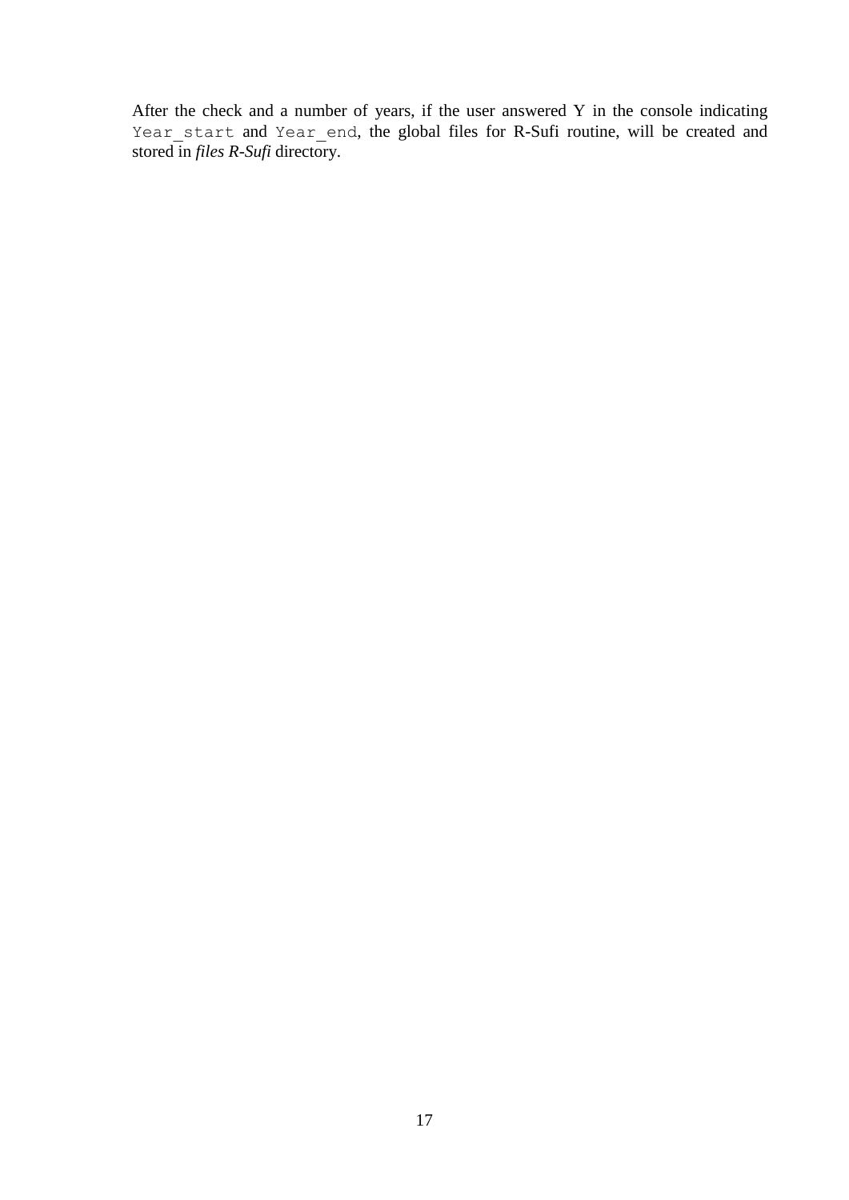After the check and a number of years, if the user answered Y in the console indicating `Year_start` and `Year_end`, the global files for R-Sufi routine, will be created and stored in *files R-Sufi* directory.